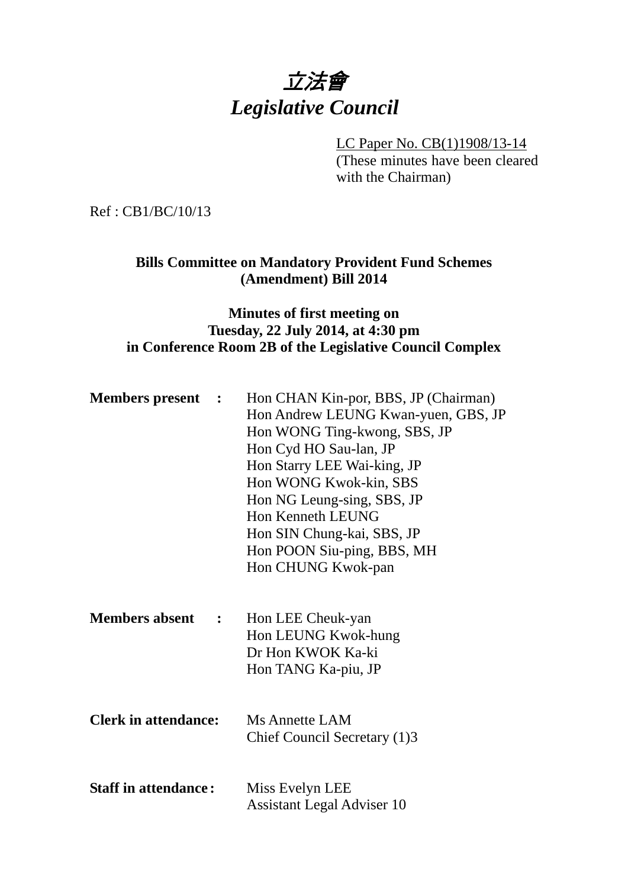# 立法會
# *Legislative Council*

LC Paper No. CB(1)1908/13-14
(These minutes have been cleared with the Chairman)

Ref : CB1/BC/10/13

**Bills Committee on Mandatory Provident Fund Schemes (Amendment) Bill 2014**

**Minutes of first meeting on Tuesday, 22 July 2014, at 4:30 pm in Conference Room 2B of the Legislative Council Complex**

**Members present :**
Hon CHAN Kin-por, BBS, JP (Chairman)
Hon Andrew LEUNG Kwan-yuen, GBS, JP
Hon WONG Ting-kwong, SBS, JP
Hon Cyd HO Sau-lan, JP
Hon Starry LEE Wai-king, JP
Hon WONG Kwok-kin, SBS
Hon NG Leung-sing, SBS, JP
Hon Kenneth LEUNG
Hon SIN Chung-kai, SBS, JP
Hon POON Siu-ping, BBS, MH
Hon CHUNG Kwok-pan

**Members absent :**
Hon LEE Cheuk-yan
Hon LEUNG Kwok-hung
Dr Hon KWOK Ka-ki
Hon TANG Ka-piu, JP

**Clerk in attendance:**
Ms Annette LAM
Chief Council Secretary (1)3

**Staff in attendance:**
Miss Evelyn LEE
Assistant Legal Adviser 10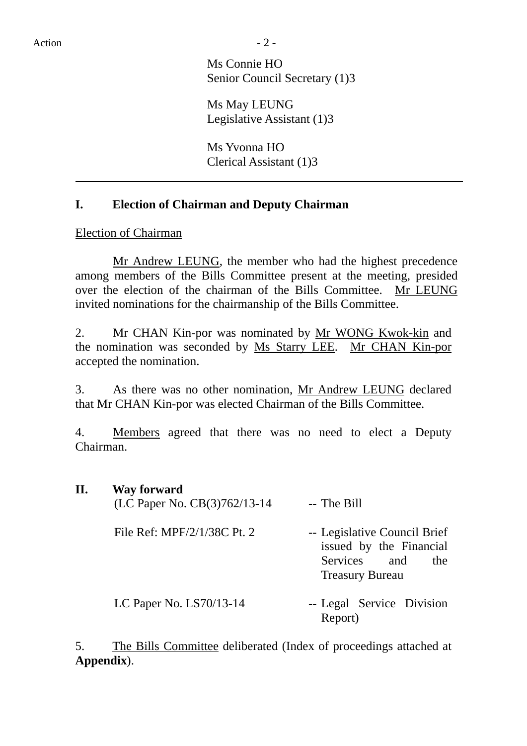Action

Ms Connie HO
Senior Council Secretary (1)3

Ms May LEUNG
Legislative Assistant (1)3

Ms Yvonna HO
Clerical Assistant (1)3

---

## I. Election of Chairman and Deputy Chairman

Election of Chairman

Mr Andrew LEUNG, the member who had the highest precedence among members of the Bills Committee present at the meeting, presided over the election of the chairman of the Bills Committee. Mr LEUNG invited nominations for the chairmanship of the Bills Committee.

2. Mr CHAN Kin-por was nominated by Mr WONG Kwok-kin and the nomination was seconded by Ms Starry LEE. Mr CHAN Kin-por accepted the nomination.

3. As there was no other nomination, Mr Andrew LEUNG declared that Mr CHAN Kin-por was elected Chairman of the Bills Committee.

4. Members agreed that there was no need to elect a Deputy Chairman.

## II. Way forward

(LC Paper No. CB(3)762/13-14 -- The Bill

File Ref: MPF/2/1/38C Pt. 2 -- Legislative Council Brief issued by the Financial Services and the Treasury Bureau

LC Paper No. LS70/13-14 -- Legal Service Division Report)

5. The Bills Committee deliberated (Index of proceedings attached at **Appendix**).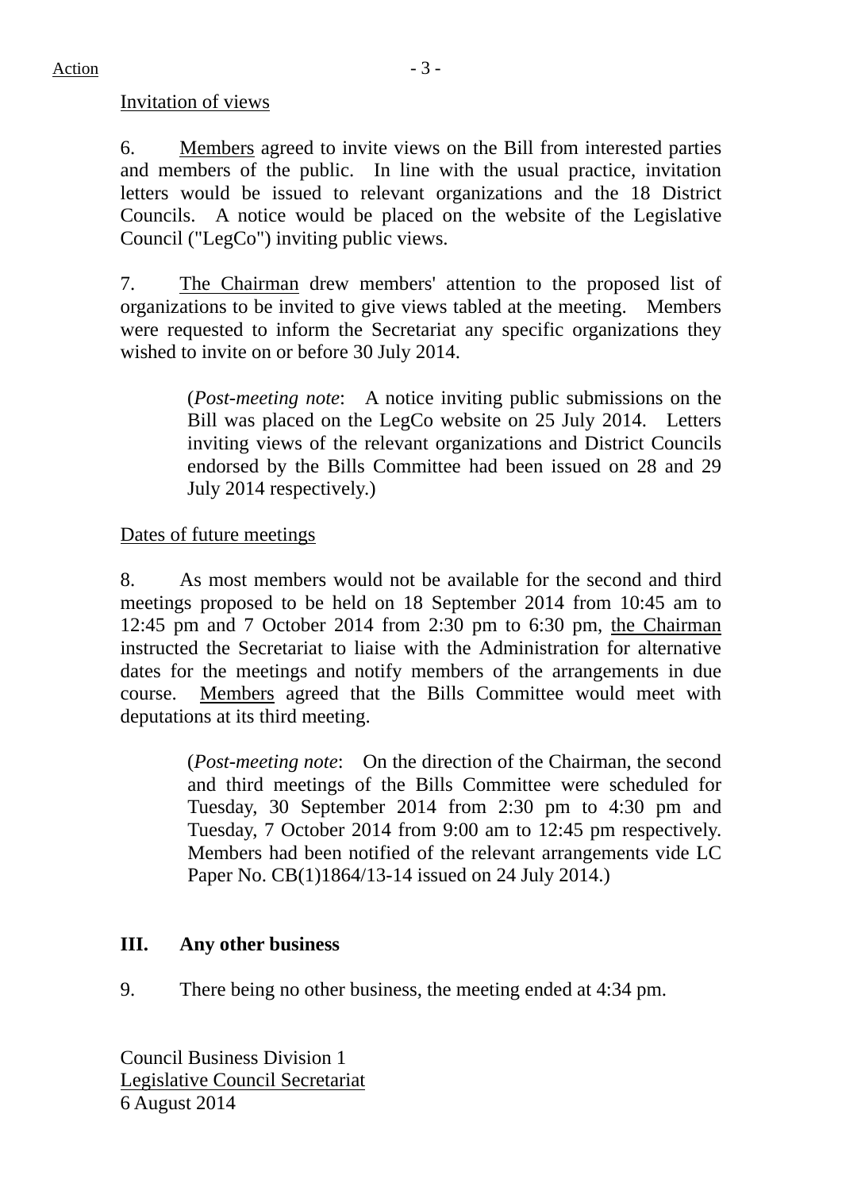Action

Invitation of views

6. Members agreed to invite views on the Bill from interested parties and members of the public. In line with the usual practice, invitation letters would be issued to relevant organizations and the 18 District Councils. A notice would be placed on the website of the Legislative Council ("LegCo") inviting public views.

7. The Chairman drew members' attention to the proposed list of organizations to be invited to give views tabled at the meeting. Members were requested to inform the Secretariat any specific organizations they wished to invite on or before 30 July 2014.

> (*Post-meeting note*: A notice inviting public submissions on the Bill was placed on the LegCo website on 25 July 2014. Letters inviting views of the relevant organizations and District Councils endorsed by the Bills Committee had been issued on 28 and 29 July 2014 respectively.)

Dates of future meetings

8. As most members would not be available for the second and third meetings proposed to be held on 18 September 2014 from 10:45 am to 12:45 pm and 7 October 2014 from 2:30 pm to 6:30 pm, the Chairman instructed the Secretariat to liaise with the Administration for alternative dates for the meetings and notify members of the arrangements in due course. Members agreed that the Bills Committee would meet with deputations at its third meeting.

> (*Post-meeting note*: On the direction of the Chairman, the second and third meetings of the Bills Committee were scheduled for Tuesday, 30 September 2014 from 2:30 pm to 4:30 pm and Tuesday, 7 October 2014 from 9:00 am to 12:45 pm respectively. Members had been notified of the relevant arrangements vide LC Paper No. CB(1)1864/13-14 issued on 24 July 2014.)

## III. Any other business

9. There being no other business, the meeting ended at 4:34 pm.

Council Business Division 1
Legislative Council Secretariat
6 August 2014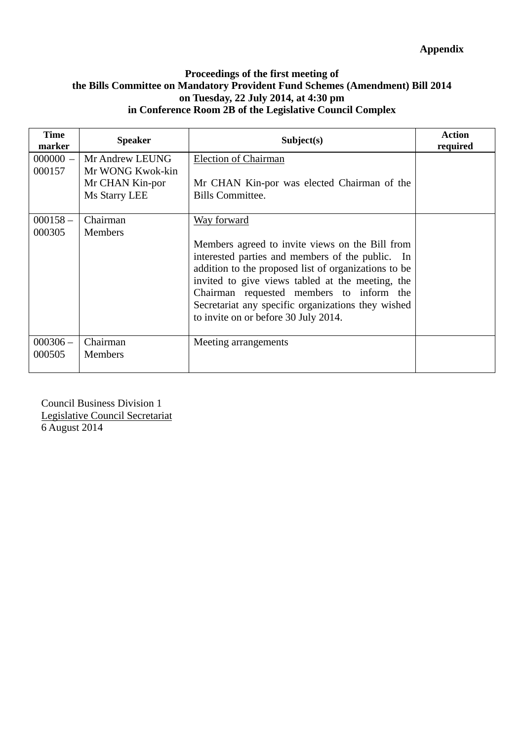**Appendix**

**Proceedings of the first meeting of the Bills Committee on Mandatory Provident Fund Schemes (Amendment) Bill 2014 on Tuesday, 22 July 2014, at 4:30 pm in Conference Room 2B of the Legislative Council Complex**

| Time marker | Speaker | Subject(s) | Action required |
|---|---|---|---|
| 000000 – 000157 | Mr Andrew LEUNG<br>Mr WONG Kwok-kin<br>Mr CHAN Kin-por<br>Ms Starry LEE | <u>Election of Chairman</u><br><br>Mr CHAN Kin-por was elected Chairman of the Bills Committee. | |
| 000158 – 000305 | Chairman<br>Members | <u>Way forward</u><br><br>Members agreed to invite views on the Bill from interested parties and members of the public. In addition to the proposed list of organizations to be invited to give views tabled at the meeting, the Chairman requested members to inform the Secretariat any specific organizations they wished to invite on or before 30 July 2014. | |
| 000306 – 000505 | Chairman<br>Members | Meeting arrangements | |

Council Business Division 1
<u>Legislative Council Secretariat</u>
6 August 2014